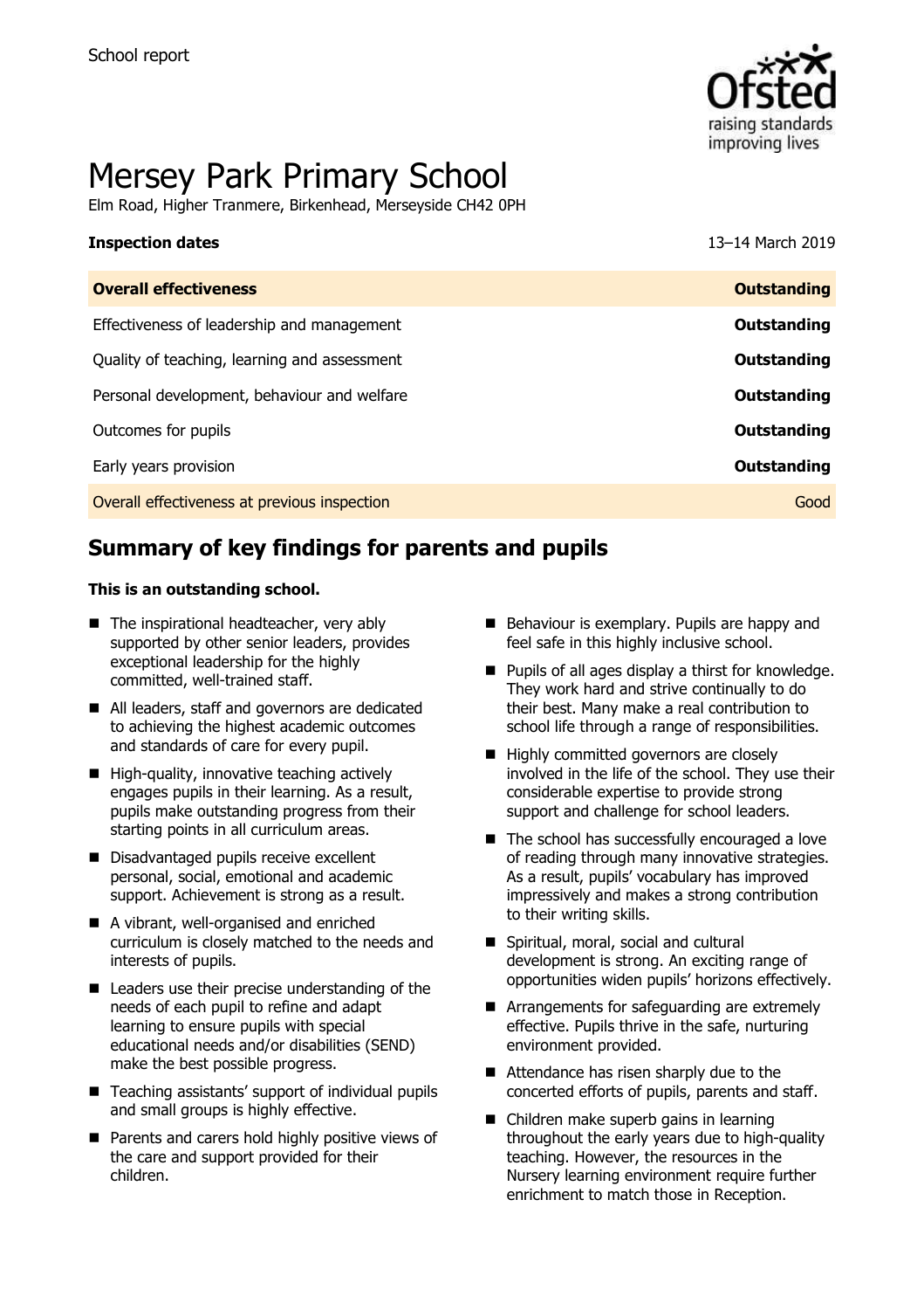School report

# Mersey Park Primary School

Elm Road, Higher Tranmere, Birkenhead, Merseyside CH42 0PH

| **Inspection dates** | 13–14 March 2019 |
| --- | --- |
| **Overall effectiveness** | **Outstanding** |
| Effectiveness of leadership and management | **Outstanding** |
| Quality of teaching, learning and assessment | **Outstanding** |
| Personal development, behaviour and welfare | **Outstanding** |
| Outcomes for pupils | **Outstanding** |
| Early years provision | **Outstanding** |
| Overall effectiveness at previous inspection | Good |

## Summary of key findings for parents and pupils

**This is an outstanding school.**

- The inspirational headteacher, very ably supported by other senior leaders, provides exceptional leadership for the highly committed, well-trained staff.
- All leaders, staff and governors are dedicated to achieving the highest academic outcomes and standards of care for every pupil.
- High-quality, innovative teaching actively engages pupils in their learning. As a result, pupils make outstanding progress from their starting points in all curriculum areas.
- Disadvantaged pupils receive excellent personal, social, emotional and academic support. Achievement is strong as a result.
- A vibrant, well-organised and enriched curriculum is closely matched to the needs and interests of pupils.
- Leaders use their precise understanding of the needs of each pupil to refine and adapt learning to ensure pupils with special educational needs and/or disabilities (SEND) make the best possible progress.
- Teaching assistants' support of individual pupils and small groups is highly effective.
- Parents and carers hold highly positive views of the care and support provided for their children.
- Behaviour is exemplary. Pupils are happy and feel safe in this highly inclusive school.
- Pupils of all ages display a thirst for knowledge. They work hard and strive continually to do their best. Many make a real contribution to school life through a range of responsibilities.
- Highly committed governors are closely involved in the life of the school. They use their considerable expertise to provide strong support and challenge for school leaders.
- The school has successfully encouraged a love of reading through many innovative strategies. As a result, pupils' vocabulary has improved impressively and makes a strong contribution to their writing skills.
- Spiritual, moral, social and cultural development is strong. An exciting range of opportunities widen pupils' horizons effectively.
- Arrangements for safeguarding are extremely effective. Pupils thrive in the safe, nurturing environment provided.
- Attendance has risen sharply due to the concerted efforts of pupils, parents and staff.
- Children make superb gains in learning throughout the early years due to high-quality teaching. However, the resources in the Nursery learning environment require further enrichment to match those in Reception.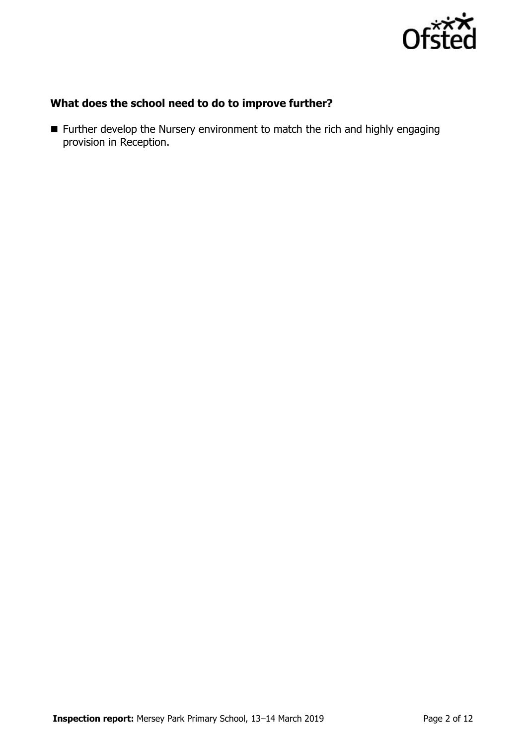### What does the school need to do to improve further?

- Further develop the Nursery environment to match the rich and highly engaging provision in Reception.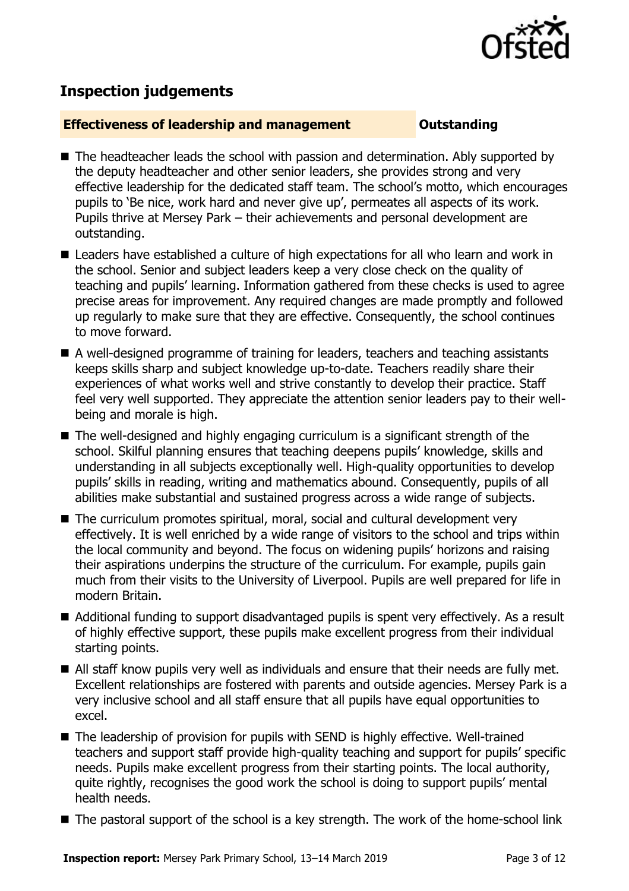## Inspection judgements

**Effectiveness of leadership and management** **Outstanding**

- The headteacher leads the school with passion and determination. Ably supported by the deputy headteacher and other senior leaders, she provides strong and very effective leadership for the dedicated staff team. The school's motto, which encourages pupils to 'Be nice, work hard and never give up', permeates all aspects of its work. Pupils thrive at Mersey Park – their achievements and personal development are outstanding.
- Leaders have established a culture of high expectations for all who learn and work in the school. Senior and subject leaders keep a very close check on the quality of teaching and pupils' learning. Information gathered from these checks is used to agree precise areas for improvement. Any required changes are made promptly and followed up regularly to make sure that they are effective. Consequently, the school continues to move forward.
- A well-designed programme of training for leaders, teachers and teaching assistants keeps skills sharp and subject knowledge up-to-date. Teachers readily share their experiences of what works well and strive constantly to develop their practice. Staff feel very well supported. They appreciate the attention senior leaders pay to their well-being and morale is high.
- The well-designed and highly engaging curriculum is a significant strength of the school. Skilful planning ensures that teaching deepens pupils' knowledge, skills and understanding in all subjects exceptionally well. High-quality opportunities to develop pupils' skills in reading, writing and mathematics abound. Consequently, pupils of all abilities make substantial and sustained progress across a wide range of subjects.
- The curriculum promotes spiritual, moral, social and cultural development very effectively. It is well enriched by a wide range of visitors to the school and trips within the local community and beyond. The focus on widening pupils' horizons and raising their aspirations underpins the structure of the curriculum. For example, pupils gain much from their visits to the University of Liverpool. Pupils are well prepared for life in modern Britain.
- Additional funding to support disadvantaged pupils is spent very effectively. As a result of highly effective support, these pupils make excellent progress from their individual starting points.
- All staff know pupils very well as individuals and ensure that their needs are fully met. Excellent relationships are fostered with parents and outside agencies. Mersey Park is a very inclusive school and all staff ensure that all pupils have equal opportunities to excel.
- The leadership of provision for pupils with SEND is highly effective. Well-trained teachers and support staff provide high-quality teaching and support for pupils' specific needs. Pupils make excellent progress from their starting points. The local authority, quite rightly, recognises the good work the school is doing to support pupils' mental health needs.
- The pastoral support of the school is a key strength. The work of the home-school link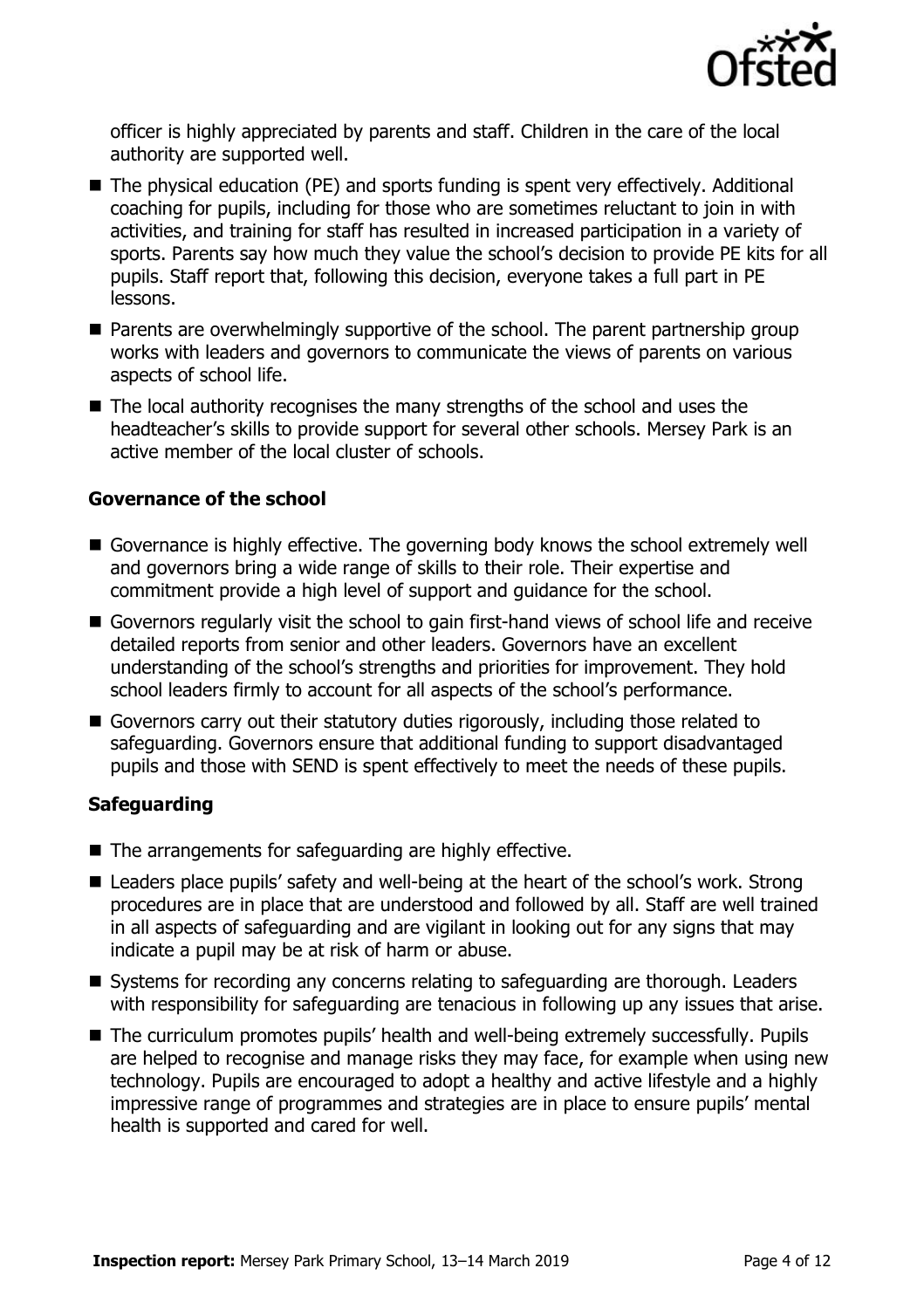officer is highly appreciated by parents and staff. Children in the care of the local authority are supported well.

- The physical education (PE) and sports funding is spent very effectively. Additional coaching for pupils, including for those who are sometimes reluctant to join in with activities, and training for staff has resulted in increased participation in a variety of sports. Parents say how much they value the school's decision to provide PE kits for all pupils. Staff report that, following this decision, everyone takes a full part in PE lessons.
- Parents are overwhelmingly supportive of the school. The parent partnership group works with leaders and governors to communicate the views of parents on various aspects of school life.
- The local authority recognises the many strengths of the school and uses the headteacher's skills to provide support for several other schools. Mersey Park is an active member of the local cluster of schools.

### Governance of the school

- Governance is highly effective. The governing body knows the school extremely well and governors bring a wide range of skills to their role. Their expertise and commitment provide a high level of support and guidance for the school.
- Governors regularly visit the school to gain first-hand views of school life and receive detailed reports from senior and other leaders. Governors have an excellent understanding of the school's strengths and priorities for improvement. They hold school leaders firmly to account for all aspects of the school's performance.
- Governors carry out their statutory duties rigorously, including those related to safeguarding. Governors ensure that additional funding to support disadvantaged pupils and those with SEND is spent effectively to meet the needs of these pupils.

### Safeguarding

- The arrangements for safeguarding are highly effective.
- Leaders place pupils' safety and well-being at the heart of the school's work. Strong procedures are in place that are understood and followed by all. Staff are well trained in all aspects of safeguarding and are vigilant in looking out for any signs that may indicate a pupil may be at risk of harm or abuse.
- Systems for recording any concerns relating to safeguarding are thorough. Leaders with responsibility for safeguarding are tenacious in following up any issues that arise.
- The curriculum promotes pupils' health and well-being extremely successfully. Pupils are helped to recognise and manage risks they may face, for example when using new technology. Pupils are encouraged to adopt a healthy and active lifestyle and a highly impressive range of programmes and strategies are in place to ensure pupils' mental health is supported and cared for well.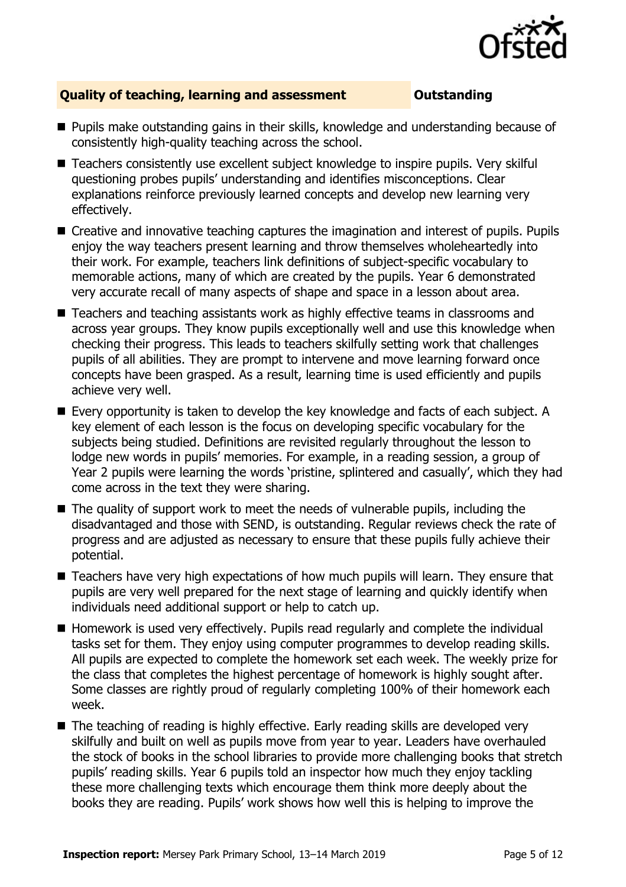## Quality of teaching, learning and assessment — Outstanding

- Pupils make outstanding gains in their skills, knowledge and understanding because of consistently high-quality teaching across the school.
- Teachers consistently use excellent subject knowledge to inspire pupils. Very skilful questioning probes pupils' understanding and identifies misconceptions. Clear explanations reinforce previously learned concepts and develop new learning very effectively.
- Creative and innovative teaching captures the imagination and interest of pupils. Pupils enjoy the way teachers present learning and throw themselves wholeheartedly into their work. For example, teachers link definitions of subject-specific vocabulary to memorable actions, many of which are created by the pupils. Year 6 demonstrated very accurate recall of many aspects of shape and space in a lesson about area.
- Teachers and teaching assistants work as highly effective teams in classrooms and across year groups. They know pupils exceptionally well and use this knowledge when checking their progress. This leads to teachers skilfully setting work that challenges pupils of all abilities. They are prompt to intervene and move learning forward once concepts have been grasped. As a result, learning time is used efficiently and pupils achieve very well.
- Every opportunity is taken to develop the key knowledge and facts of each subject. A key element of each lesson is the focus on developing specific vocabulary for the subjects being studied. Definitions are revisited regularly throughout the lesson to lodge new words in pupils' memories. For example, in a reading session, a group of Year 2 pupils were learning the words 'pristine, splintered and casually', which they had come across in the text they were sharing.
- The quality of support work to meet the needs of vulnerable pupils, including the disadvantaged and those with SEND, is outstanding. Regular reviews check the rate of progress and are adjusted as necessary to ensure that these pupils fully achieve their potential.
- Teachers have very high expectations of how much pupils will learn. They ensure that pupils are very well prepared for the next stage of learning and quickly identify when individuals need additional support or help to catch up.
- Homework is used very effectively. Pupils read regularly and complete the individual tasks set for them. They enjoy using computer programmes to develop reading skills. All pupils are expected to complete the homework set each week. The weekly prize for the class that completes the highest percentage of homework is highly sought after. Some classes are rightly proud of regularly completing 100% of their homework each week.
- The teaching of reading is highly effective. Early reading skills are developed very skilfully and built on well as pupils move from year to year. Leaders have overhauled the stock of books in the school libraries to provide more challenging books that stretch pupils' reading skills. Year 6 pupils told an inspector how much they enjoy tackling these more challenging texts which encourage them think more deeply about the books they are reading. Pupils' work shows how well this is helping to improve the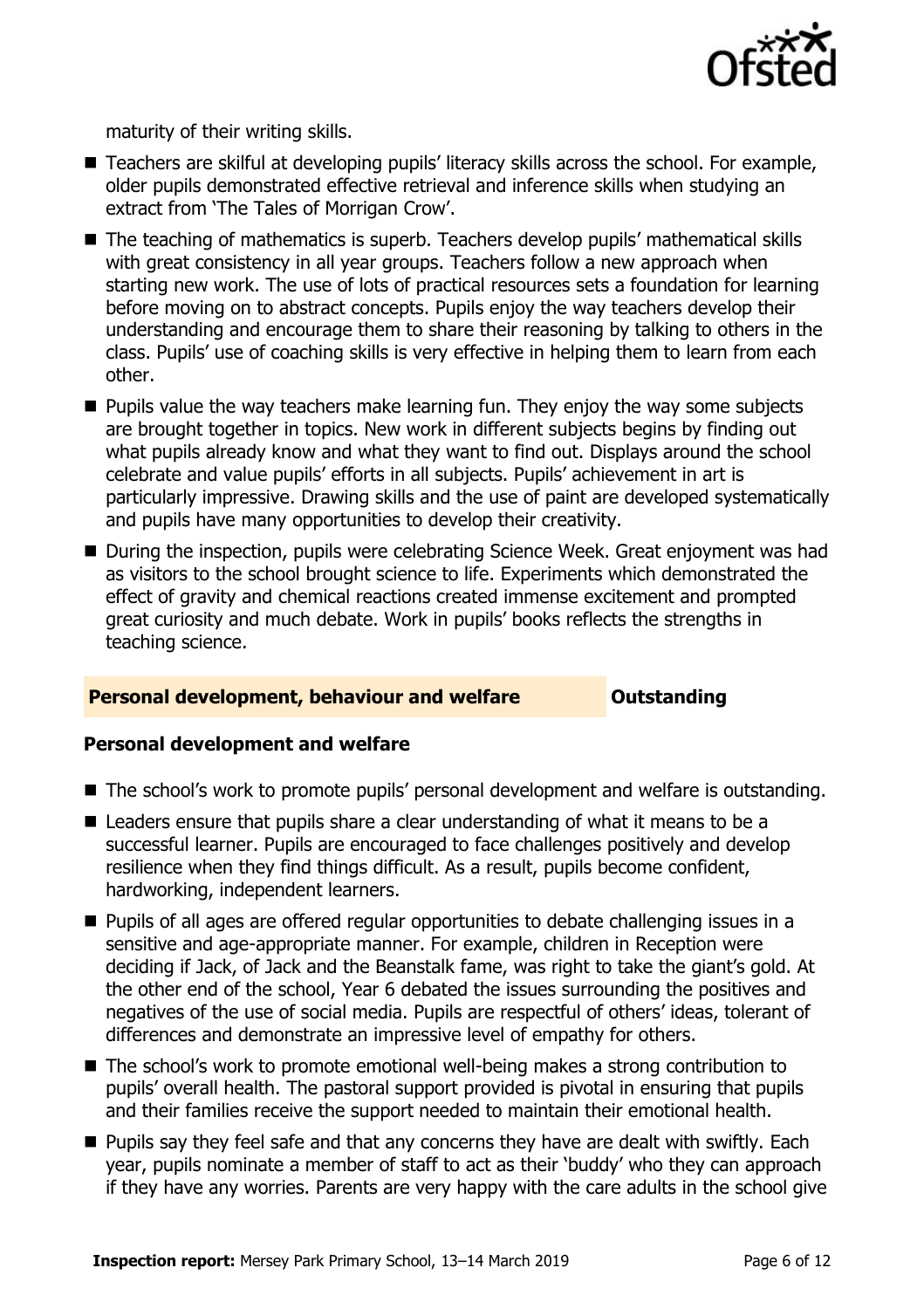maturity of their writing skills.

- Teachers are skilful at developing pupils' literacy skills across the school. For example, older pupils demonstrated effective retrieval and inference skills when studying an extract from 'The Tales of Morrigan Crow'.
- The teaching of mathematics is superb. Teachers develop pupils' mathematical skills with great consistency in all year groups. Teachers follow a new approach when starting new work. The use of lots of practical resources sets a foundation for learning before moving on to abstract concepts. Pupils enjoy the way teachers develop their understanding and encourage them to share their reasoning by talking to others in the class. Pupils' use of coaching skills is very effective in helping them to learn from each other.
- Pupils value the way teachers make learning fun. They enjoy the way some subjects are brought together in topics. New work in different subjects begins by finding out what pupils already know and what they want to find out. Displays around the school celebrate and value pupils' efforts in all subjects. Pupils' achievement in art is particularly impressive. Drawing skills and the use of paint are developed systematically and pupils have many opportunities to develop their creativity.
- During the inspection, pupils were celebrating Science Week. Great enjoyment was had as visitors to the school brought science to life. Experiments which demonstrated the effect of gravity and chemical reactions created immense excitement and prompted great curiosity and much debate. Work in pupils' books reflects the strengths in teaching science.

## Personal development, behaviour and welfare — Outstanding

### Personal development and welfare

- The school's work to promote pupils' personal development and welfare is outstanding.
- Leaders ensure that pupils share a clear understanding of what it means to be a successful learner. Pupils are encouraged to face challenges positively and develop resilience when they find things difficult. As a result, pupils become confident, hardworking, independent learners.
- Pupils of all ages are offered regular opportunities to debate challenging issues in a sensitive and age-appropriate manner. For example, children in Reception were deciding if Jack, of Jack and the Beanstalk fame, was right to take the giant's gold. At the other end of the school, Year 6 debated the issues surrounding the positives and negatives of the use of social media. Pupils are respectful of others' ideas, tolerant of differences and demonstrate an impressive level of empathy for others.
- The school's work to promote emotional well-being makes a strong contribution to pupils' overall health. The pastoral support provided is pivotal in ensuring that pupils and their families receive the support needed to maintain their emotional health.
- Pupils say they feel safe and that any concerns they have are dealt with swiftly. Each year, pupils nominate a member of staff to act as their 'buddy' who they can approach if they have any worries. Parents are very happy with the care adults in the school give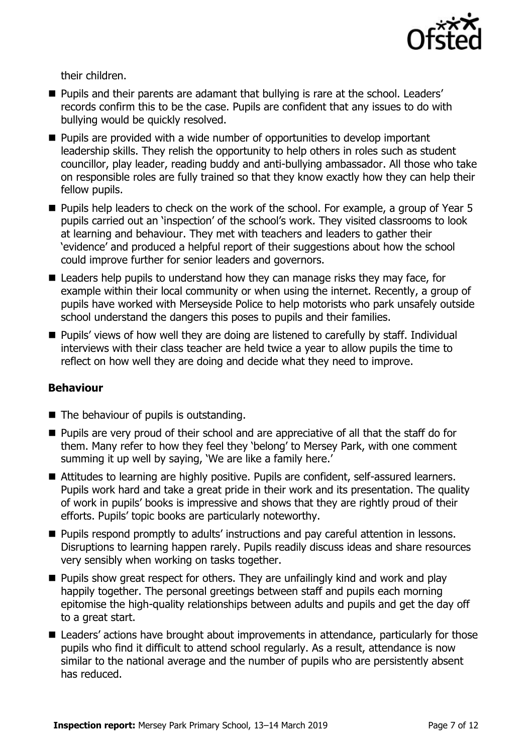their children.

- Pupils and their parents are adamant that bullying is rare at the school. Leaders' records confirm this to be the case. Pupils are confident that any issues to do with bullying would be quickly resolved.
- Pupils are provided with a wide number of opportunities to develop important leadership skills. They relish the opportunity to help others in roles such as student councillor, play leader, reading buddy and anti-bullying ambassador. All those who take on responsible roles are fully trained so that they know exactly how they can help their fellow pupils.
- Pupils help leaders to check on the work of the school. For example, a group of Year 5 pupils carried out an 'inspection' of the school's work. They visited classrooms to look at learning and behaviour. They met with teachers and leaders to gather their 'evidence' and produced a helpful report of their suggestions about how the school could improve further for senior leaders and governors.
- Leaders help pupils to understand how they can manage risks they may face, for example within their local community or when using the internet. Recently, a group of pupils have worked with Merseyside Police to help motorists who park unsafely outside school understand the dangers this poses to pupils and their families.
- Pupils' views of how well they are doing are listened to carefully by staff. Individual interviews with their class teacher are held twice a year to allow pupils the time to reflect on how well they are doing and decide what they need to improve.

### Behaviour

- The behaviour of pupils is outstanding.
- Pupils are very proud of their school and are appreciative of all that the staff do for them. Many refer to how they feel they 'belong' to Mersey Park, with one comment summing it up well by saying, 'We are like a family here.'
- Attitudes to learning are highly positive. Pupils are confident, self-assured learners. Pupils work hard and take a great pride in their work and its presentation. The quality of work in pupils' books is impressive and shows that they are rightly proud of their efforts. Pupils' topic books are particularly noteworthy.
- Pupils respond promptly to adults' instructions and pay careful attention in lessons. Disruptions to learning happen rarely. Pupils readily discuss ideas and share resources very sensibly when working on tasks together.
- Pupils show great respect for others. They are unfailingly kind and work and play happily together. The personal greetings between staff and pupils each morning epitomise the high-quality relationships between adults and pupils and get the day off to a great start.
- Leaders' actions have brought about improvements in attendance, particularly for those pupils who find it difficult to attend school regularly. As a result, attendance is now similar to the national average and the number of pupils who are persistently absent has reduced.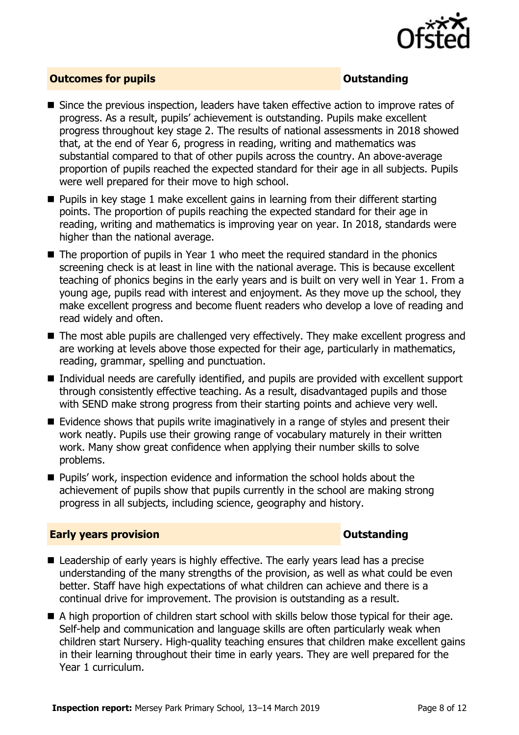## Outcomes for pupils — Outstanding

- Since the previous inspection, leaders have taken effective action to improve rates of progress. As a result, pupils' achievement is outstanding. Pupils make excellent progress throughout key stage 2. The results of national assessments in 2018 showed that, at the end of Year 6, progress in reading, writing and mathematics was substantial compared to that of other pupils across the country. An above-average proportion of pupils reached the expected standard for their age in all subjects. Pupils were well prepared for their move to high school.
- Pupils in key stage 1 make excellent gains in learning from their different starting points. The proportion of pupils reaching the expected standard for their age in reading, writing and mathematics is improving year on year. In 2018, standards were higher than the national average.
- The proportion of pupils in Year 1 who meet the required standard in the phonics screening check is at least in line with the national average. This is because excellent teaching of phonics begins in the early years and is built on very well in Year 1. From a young age, pupils read with interest and enjoyment. As they move up the school, they make excellent progress and become fluent readers who develop a love of reading and read widely and often.
- The most able pupils are challenged very effectively. They make excellent progress and are working at levels above those expected for their age, particularly in mathematics, reading, grammar, spelling and punctuation.
- Individual needs are carefully identified, and pupils are provided with excellent support through consistently effective teaching. As a result, disadvantaged pupils and those with SEND make strong progress from their starting points and achieve very well.
- Evidence shows that pupils write imaginatively in a range of styles and present their work neatly. Pupils use their growing range of vocabulary maturely in their written work. Many show great confidence when applying their number skills to solve problems.
- Pupils' work, inspection evidence and information the school holds about the achievement of pupils show that pupils currently in the school are making strong progress in all subjects, including science, geography and history.

## Early years provision — Outstanding

- Leadership of early years is highly effective. The early years lead has a precise understanding of the many strengths of the provision, as well as what could be even better. Staff have high expectations of what children can achieve and there is a continual drive for improvement. The provision is outstanding as a result.
- A high proportion of children start school with skills below those typical for their age. Self-help and communication and language skills are often particularly weak when children start Nursery. High-quality teaching ensures that children make excellent gains in their learning throughout their time in early years. They are well prepared for the Year 1 curriculum.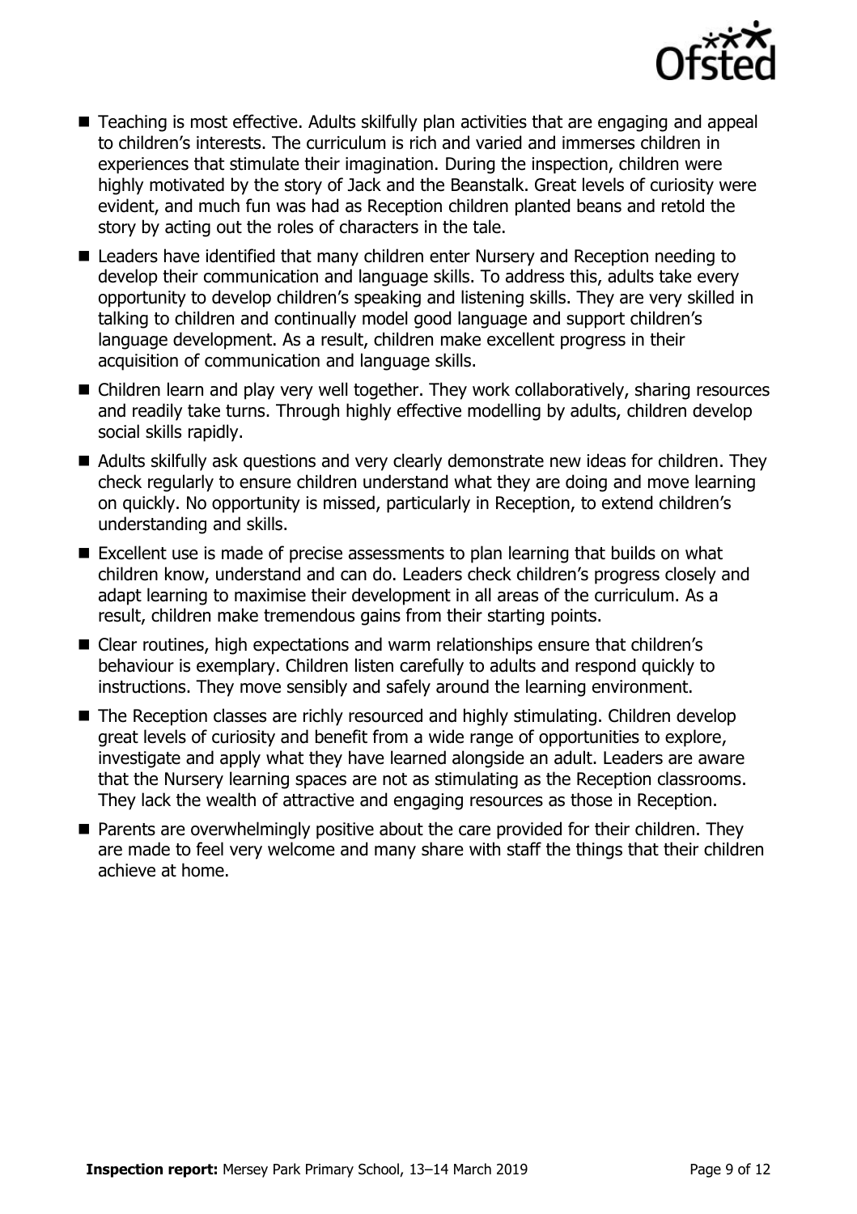- Teaching is most effective. Adults skilfully plan activities that are engaging and appeal to children's interests. The curriculum is rich and varied and immerses children in experiences that stimulate their imagination. During the inspection, children were highly motivated by the story of Jack and the Beanstalk. Great levels of curiosity were evident, and much fun was had as Reception children planted beans and retold the story by acting out the roles of characters in the tale.
- Leaders have identified that many children enter Nursery and Reception needing to develop their communication and language skills. To address this, adults take every opportunity to develop children's speaking and listening skills. They are very skilled in talking to children and continually model good language and support children's language development. As a result, children make excellent progress in their acquisition of communication and language skills.
- Children learn and play very well together. They work collaboratively, sharing resources and readily take turns. Through highly effective modelling by adults, children develop social skills rapidly.
- Adults skilfully ask questions and very clearly demonstrate new ideas for children. They check regularly to ensure children understand what they are doing and move learning on quickly. No opportunity is missed, particularly in Reception, to extend children's understanding and skills.
- Excellent use is made of precise assessments to plan learning that builds on what children know, understand and can do. Leaders check children's progress closely and adapt learning to maximise their development in all areas of the curriculum. As a result, children make tremendous gains from their starting points.
- Clear routines, high expectations and warm relationships ensure that children's behaviour is exemplary. Children listen carefully to adults and respond quickly to instructions. They move sensibly and safely around the learning environment.
- The Reception classes are richly resourced and highly stimulating. Children develop great levels of curiosity and benefit from a wide range of opportunities to explore, investigate and apply what they have learned alongside an adult. Leaders are aware that the Nursery learning spaces are not as stimulating as the Reception classrooms. They lack the wealth of attractive and engaging resources as those in Reception.
- Parents are overwhelmingly positive about the care provided for their children. They are made to feel very welcome and many share with staff the things that their children achieve at home.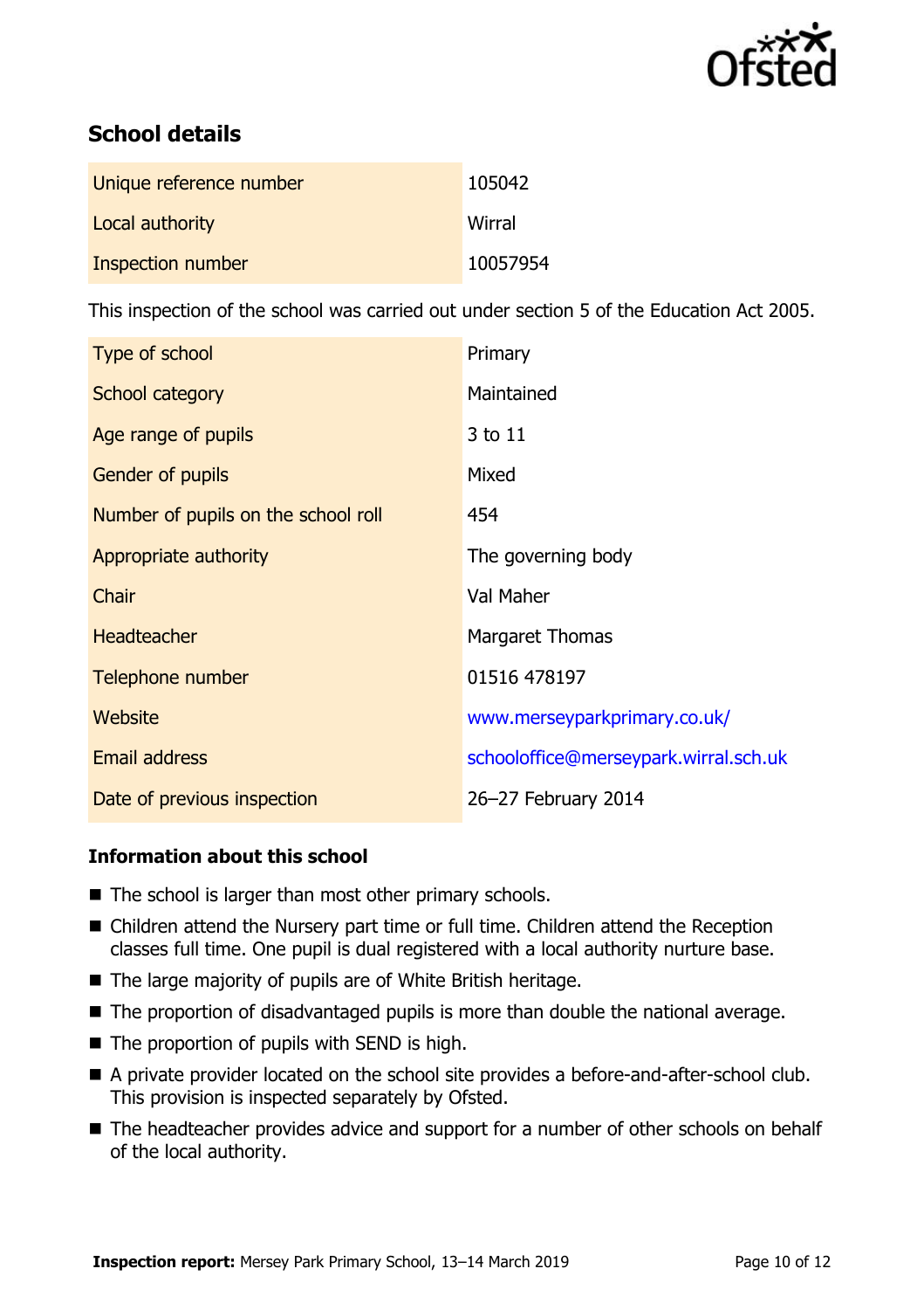## School details

| Unique reference number | 105042 |
|---|---|
| Local authority | Wirral |
| Inspection number | 10057954 |

This inspection of the school was carried out under section 5 of the Education Act 2005.

| Type of school | Primary |
|---|---|
| School category | Maintained |
| Age range of pupils | 3 to 11 |
| Gender of pupils | Mixed |
| Number of pupils on the school roll | 454 |
| Appropriate authority | The governing body |
| Chair | Val Maher |
| Headteacher | Margaret Thomas |
| Telephone number | 01516 478197 |
| Website | www.merseyparkprimary.co.uk/ |
| Email address | schooloffice@merseypark.wirral.sch.uk |
| Date of previous inspection | 26–27 February 2014 |

### Information about this school

- The school is larger than most other primary schools.
- Children attend the Nursery part time or full time. Children attend the Reception classes full time. One pupil is dual registered with a local authority nurture base.
- The large majority of pupils are of White British heritage.
- The proportion of disadvantaged pupils is more than double the national average.
- The proportion of pupils with SEND is high.
- A private provider located on the school site provides a before-and-after-school club. This provision is inspected separately by Ofsted.
- The headteacher provides advice and support for a number of other schools on behalf of the local authority.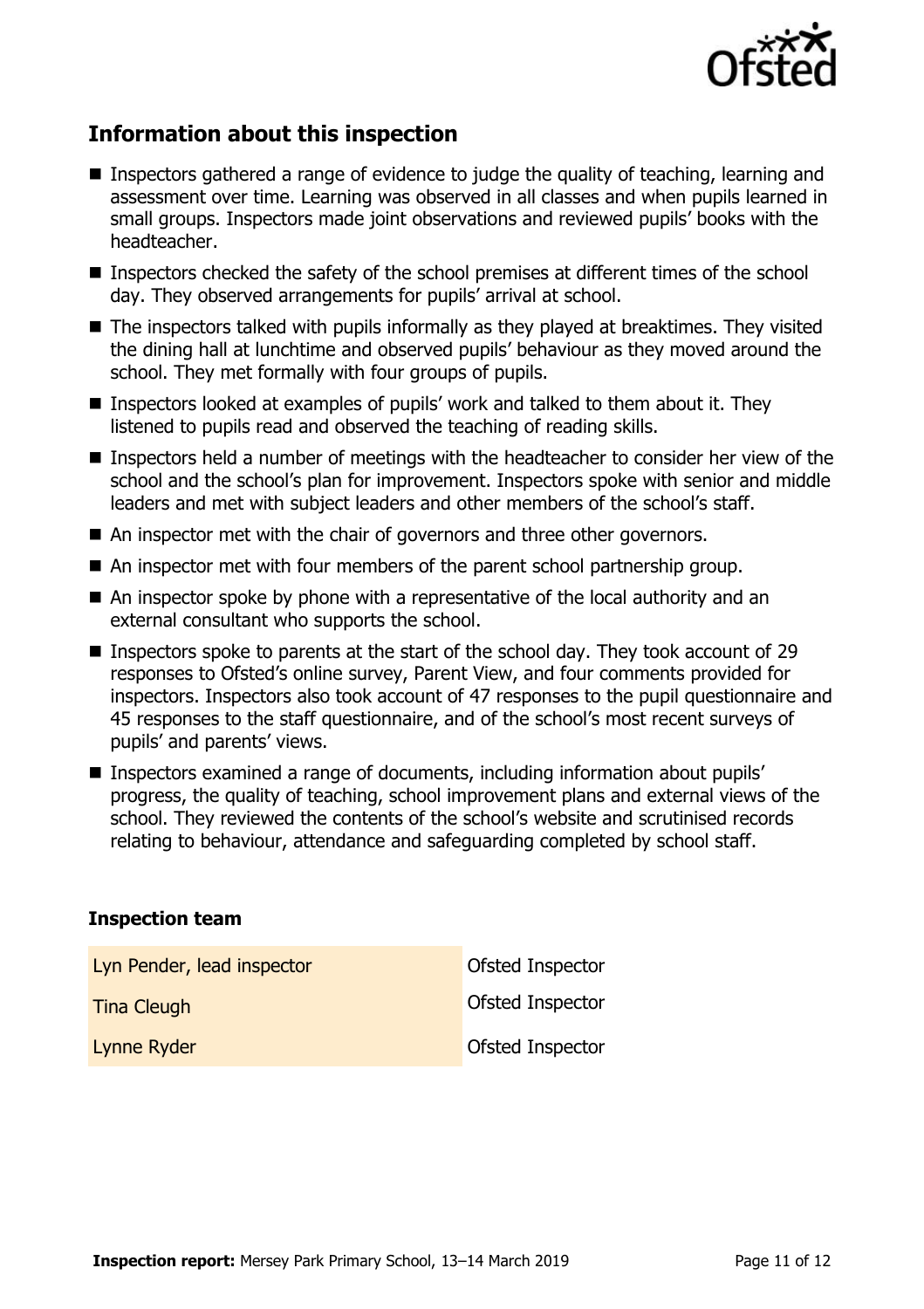## Information about this inspection

- Inspectors gathered a range of evidence to judge the quality of teaching, learning and assessment over time. Learning was observed in all classes and when pupils learned in small groups. Inspectors made joint observations and reviewed pupils' books with the headteacher.
- Inspectors checked the safety of the school premises at different times of the school day. They observed arrangements for pupils' arrival at school.
- The inspectors talked with pupils informally as they played at breaktimes. They visited the dining hall at lunchtime and observed pupils' behaviour as they moved around the school. They met formally with four groups of pupils.
- Inspectors looked at examples of pupils' work and talked to them about it. They listened to pupils read and observed the teaching of reading skills.
- Inspectors held a number of meetings with the headteacher to consider her view of the school and the school's plan for improvement. Inspectors spoke with senior and middle leaders and met with subject leaders and other members of the school's staff.
- An inspector met with the chair of governors and three other governors.
- An inspector met with four members of the parent school partnership group.
- An inspector spoke by phone with a representative of the local authority and an external consultant who supports the school.
- Inspectors spoke to parents at the start of the school day. They took account of 29 responses to Ofsted's online survey, Parent View, and four comments provided for inspectors. Inspectors also took account of 47 responses to the pupil questionnaire and 45 responses to the staff questionnaire, and of the school's most recent surveys of pupils' and parents' views.
- Inspectors examined a range of documents, including information about pupils' progress, the quality of teaching, school improvement plans and external views of the school. They reviewed the contents of the school's website and scrutinised records relating to behaviour, attendance and safeguarding completed by school staff.

### Inspection team

| | |
|---|---|
| Lyn Pender, lead inspector | Ofsted Inspector |
| Tina Cleugh | Ofsted Inspector |
| Lynne Ryder | Ofsted Inspector |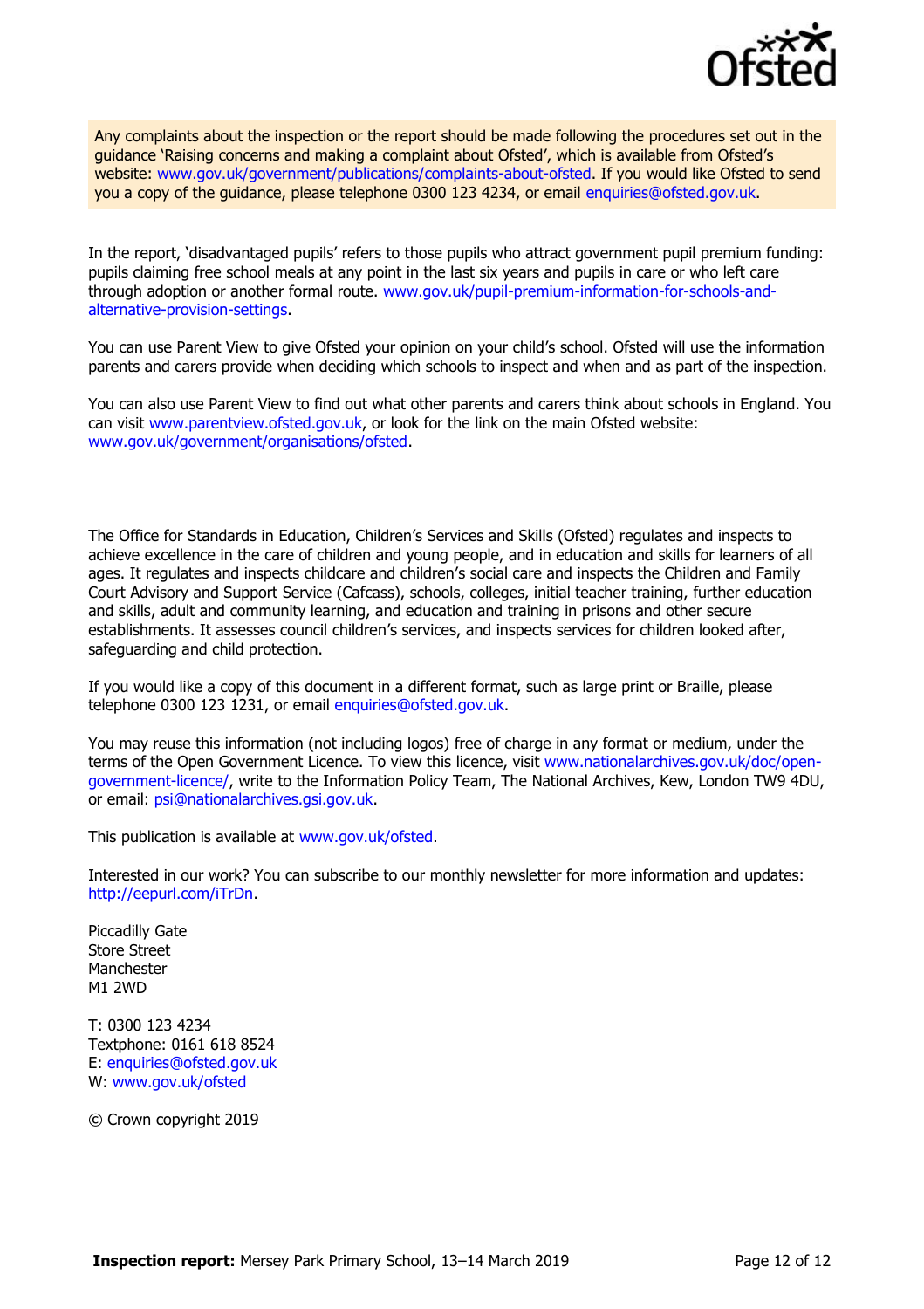Any complaints about the inspection or the report should be made following the procedures set out in the guidance 'Raising concerns and making a complaint about Ofsted', which is available from Ofsted's website: www.gov.uk/government/publications/complaints-about-ofsted. If you would like Ofsted to send you a copy of the guidance, please telephone 0300 123 4234, or email enquiries@ofsted.gov.uk.

In the report, 'disadvantaged pupils' refers to those pupils who attract government pupil premium funding: pupils claiming free school meals at any point in the last six years and pupils in care or who left care through adoption or another formal route. www.gov.uk/pupil-premium-information-for-schools-and-alternative-provision-settings.

You can use Parent View to give Ofsted your opinion on your child's school. Ofsted will use the information parents and carers provide when deciding which schools to inspect and when and as part of the inspection.

You can also use Parent View to find out what other parents and carers think about schools in England. You can visit www.parentview.ofsted.gov.uk, or look for the link on the main Ofsted website: www.gov.uk/government/organisations/ofsted.

The Office for Standards in Education, Children's Services and Skills (Ofsted) regulates and inspects to achieve excellence in the care of children and young people, and in education and skills for learners of all ages. It regulates and inspects childcare and children's social care and inspects the Children and Family Court Advisory and Support Service (Cafcass), schools, colleges, initial teacher training, further education and skills, adult and community learning, and education and training in prisons and other secure establishments. It assesses council children's services, and inspects services for children looked after, safeguarding and child protection.

If you would like a copy of this document in a different format, such as large print or Braille, please telephone 0300 123 1231, or email enquiries@ofsted.gov.uk.

You may reuse this information (not including logos) free of charge in any format or medium, under the terms of the Open Government Licence. To view this licence, visit www.nationalarchives.gov.uk/doc/open-government-licence/, write to the Information Policy Team, The National Archives, Kew, London TW9 4DU, or email: psi@nationalarchives.gsi.gov.uk.

This publication is available at www.gov.uk/ofsted.

Interested in our work? You can subscribe to our monthly newsletter for more information and updates: http://eepurl.com/iTrDn.

Piccadilly Gate
Store Street
Manchester
M1 2WD

T: 0300 123 4234
Textphone: 0161 618 8524
E: enquiries@ofsted.gov.uk
W: www.gov.uk/ofsted

© Crown copyright 2019